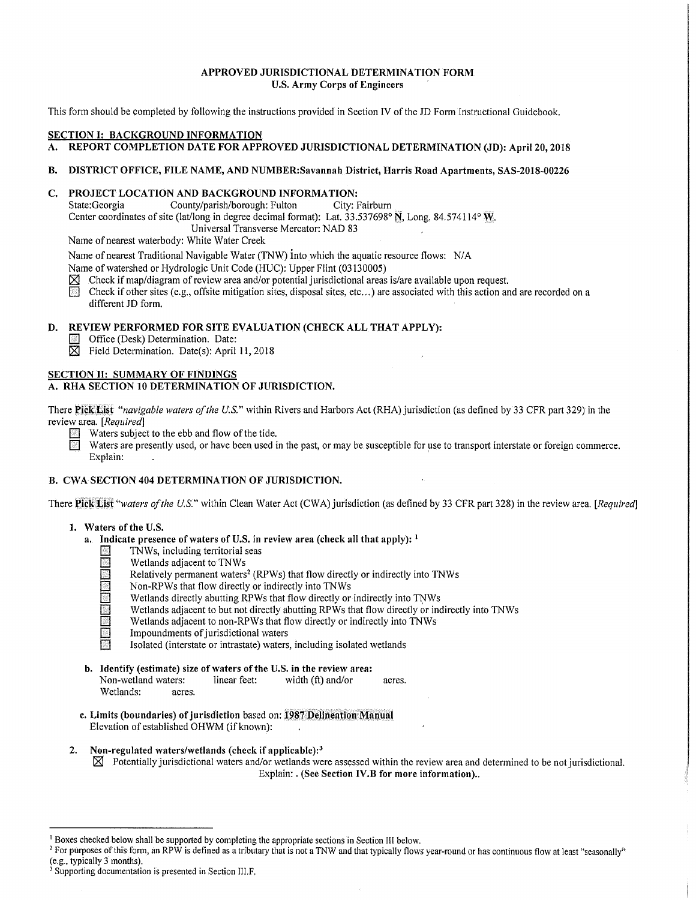# APPROVED JURISDICTIONAL DETERMINATION FORM
## U.S. Army Corps of Engineers

This form should be completed by following the instructions provided in Section IV of the JD Form Instructional Guidebook.

## SECTION I: BACKGROUND INFORMATION

**A. REPORT COMPLETION DATE FOR APPROVED JURISDICTIONAL DETERMINATION (JD): April 20, 2018**

**B. DISTRICT OFFICE, FILE NAME, AND NUMBER:Savannah District, Harris Road Apartments, SAS-2018-00226**

**C. PROJECT LOCATION AND BACKGROUND INFORMATION:**

State:Georgia  County/parish/borough: Fulton  City: Fairburn
Center coordinates of site (lat/long in degree decimal format): Lat. 33.537698° N, Long. 84.574114° W.
Universal Transverse Mercator: NAD 83
Name of nearest waterbody: White Water Creek
Name of nearest Traditional Navigable Water (TNW) into which the aquatic resource flows: N/A
Name of watershed or Hydrologic Unit Code (HUC): Upper Flint (03130005)

- ☒ Check if map/diagram of review area and/or potential jurisdictional areas is/are available upon request.
- ☐ Check if other sites (e.g., offsite mitigation sites, disposal sites, etc…) are associated with this action and are recorded on a different JD form.

**D. REVIEW PERFORMED FOR SITE EVALUATION (CHECK ALL THAT APPLY):**

- ☐ Office (Desk) Determination. Date:
- ☒ Field Determination. Date(s): April 11, 2018

## SECTION II: SUMMARY OF FINDINGS

**A. RHA SECTION 10 DETERMINATION OF JURISDICTION.**

There Pick List *"navigable waters of the U.S."* within Rivers and Harbors Act (RHA) jurisdiction (as defined by 33 CFR part 329) in the review area. *[Required]*

- ☐ Waters subject to the ebb and flow of the tide.
- ☐ Waters are presently used, or have been used in the past, or may be susceptible for use to transport interstate or foreign commerce. Explain:

**B. CWA SECTION 404 DETERMINATION OF JURISDICTION.**

There Pick List *"waters of the U.S."* within Clean Water Act (CWA) jurisdiction (as defined by 33 CFR part 328) in the review area. *[Required]*

**1. Waters of the U.S.**

**a. Indicate presence of waters of U.S. in review area (check all that apply):** [1]

- ☐ TNWs, including territorial seas
- ☐ Wetlands adjacent to TNWs
- ☐ Relatively permanent waters[2] (RPWs) that flow directly or indirectly into TNWs
- ☐ Non-RPWs that flow directly or indirectly into TNWs
- ☐ Wetlands directly abutting RPWs that flow directly or indirectly into TNWs
- ☐ Wetlands adjacent to but not directly abutting RPWs that flow directly or indirectly into TNWs
- ☐ Wetlands adjacent to non-RPWs that flow directly or indirectly into TNWs
- ☐ Impoundments of jurisdictional waters
- ☐ Isolated (interstate or intrastate) waters, including isolated wetlands

**b. Identify (estimate) size of waters of the U.S. in the review area:**

Non-wetland waters:  linear feet:  width (ft) and/or  acres.
Wetlands:  acres.

**c. Limits (boundaries) of jurisdiction** based on: **1987 Delineation Manual**
Elevation of established OHWM (if known):

**2. Non-regulated waters/wetlands (check if applicable):**[3]

- ☒ Potentially jurisdictional waters and/or wetlands were assessed within the review area and determined to be not jurisdictional. Explain: . **(See Section IV.B for more information).**.

---

[1] Boxes checked below shall be supported by completing the appropriate sections in Section III below.
[2] For purposes of this form, an RPW is defined as a tributary that is not a TNW and that typically flows year-round or has continuous flow at least "seasonally" (e.g., typically 3 months).
[3] Supporting documentation is presented in Section III.F.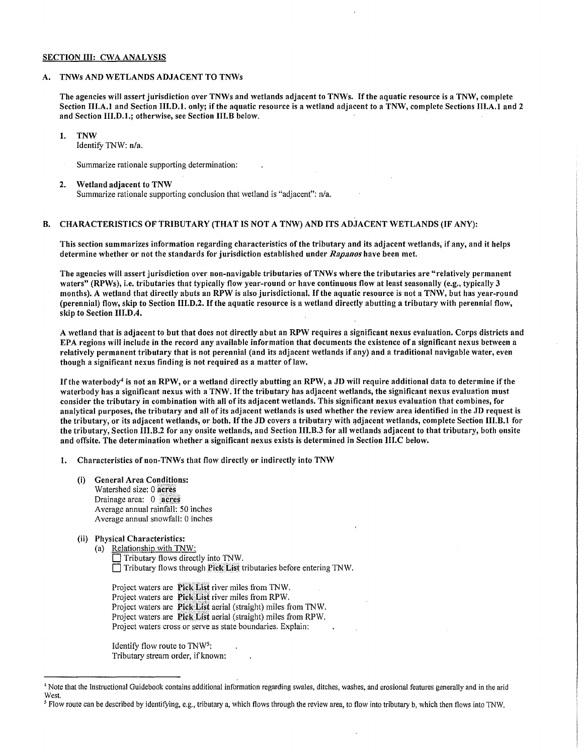## SECTION III: CWA ANALYSIS

### A. TNWs AND WETLANDS ADJACENT TO TNWs

**The agencies will assert jurisdiction over TNWs and wetlands adjacent to TNWs. If the aquatic resource is a TNW, complete Section III.A.1 and Section III.D.1. only; if the aquatic resource is a wetland adjacent to a TNW, complete Sections III.A.1 and 2 and Section III.D.1.; otherwise, see Section III.B below.**

1. **TNW**
   Identify TNW: n/a.

   Summarize rationale supporting determination: .

2. **Wetland adjacent to TNW**
   Summarize rationale supporting conclusion that wetland is "adjacent": n/a.

### B. CHARACTERISTICS OF TRIBUTARY (THAT IS NOT A TNW) AND ITS ADJACENT WETLANDS (IF ANY):

**This section summarizes information regarding characteristics of the tributary and its adjacent wetlands, if any, and it helps determine whether or not the standards for jurisdiction established under *Rapanos* have been met.**

**The agencies will assert jurisdiction over non-navigable tributaries of TNWs where the tributaries are "relatively permanent waters" (RPWs), i.e. tributaries that typically flow year-round or have continuous flow at least seasonally (e.g., typically 3 months). A wetland that directly abuts an RPW is also jurisdictional. If the aquatic resource is not a TNW, but has year-round (perennial) flow, skip to Section III.D.2. If the aquatic resource is a wetland directly abutting a tributary with perennial flow, skip to Section III.D.4.**

**A wetland that is adjacent to but that does not directly abut an RPW requires a significant nexus evaluation. Corps districts and EPA regions will include in the record any available information that documents the existence of a significant nexus between a relatively permanent tributary that is not perennial (and its adjacent wetlands if any) and a traditional navigable water, even though a significant nexus finding is not required as a matter of law.**

**If the waterbody[4] is not an RPW, or a wetland directly abutting an RPW, a JD will require additional data to determine if the waterbody has a significant nexus with a TNW. If the tributary has adjacent wetlands, the significant nexus evaluation must consider the tributary in combination with all of its adjacent wetlands. This significant nexus evaluation that combines, for analytical purposes, the tributary and all of its adjacent wetlands is used whether the review area identified in the JD request is the tributary, or its adjacent wetlands, or both. If the JD covers a tributary with adjacent wetlands, complete Section III.B.1 for the tributary, Section III.B.2 for any onsite wetlands, and Section III.B.3 for all wetlands adjacent to that tributary, both onsite and offsite. The determination whether a significant nexus exists is determined in Section III.C below.**

1. **Characteristics of non-TNWs that flow directly or indirectly into TNW**

   (i) **General Area Conditions:**
   Watershed size: 0 **acres**
   Drainage area: 0 **acres**
   Average annual rainfall: 50 inches
   Average annual snowfall: 0 inches

   (ii) **Physical Characteristics:**
   (a) Relationship with TNW:
   ☐ Tributary flows directly into TNW.
   ☐ Tributary flows through **Pick List** tributaries before entering TNW.

   Project waters are **Pick List** river miles from TNW.
   Project waters are **Pick List** river miles from RPW.
   Project waters are **Pick List** aerial (straight) miles from TNW.
   Project waters are **Pick List** aerial (straight) miles from RPW.
   Project waters cross or serve as state boundaries. Explain: .

   Identify flow route to TNW[5]: .
   Tributary stream order, if known: .

---

[4] Note that the Instructional Guidebook contains additional information regarding swales, ditches, washes, and erosional features generally and in the arid West.

[5] Flow route can be described by identifying, e.g., tributary a, which flows through the review area, to flow into tributary b, which then flows into TNW.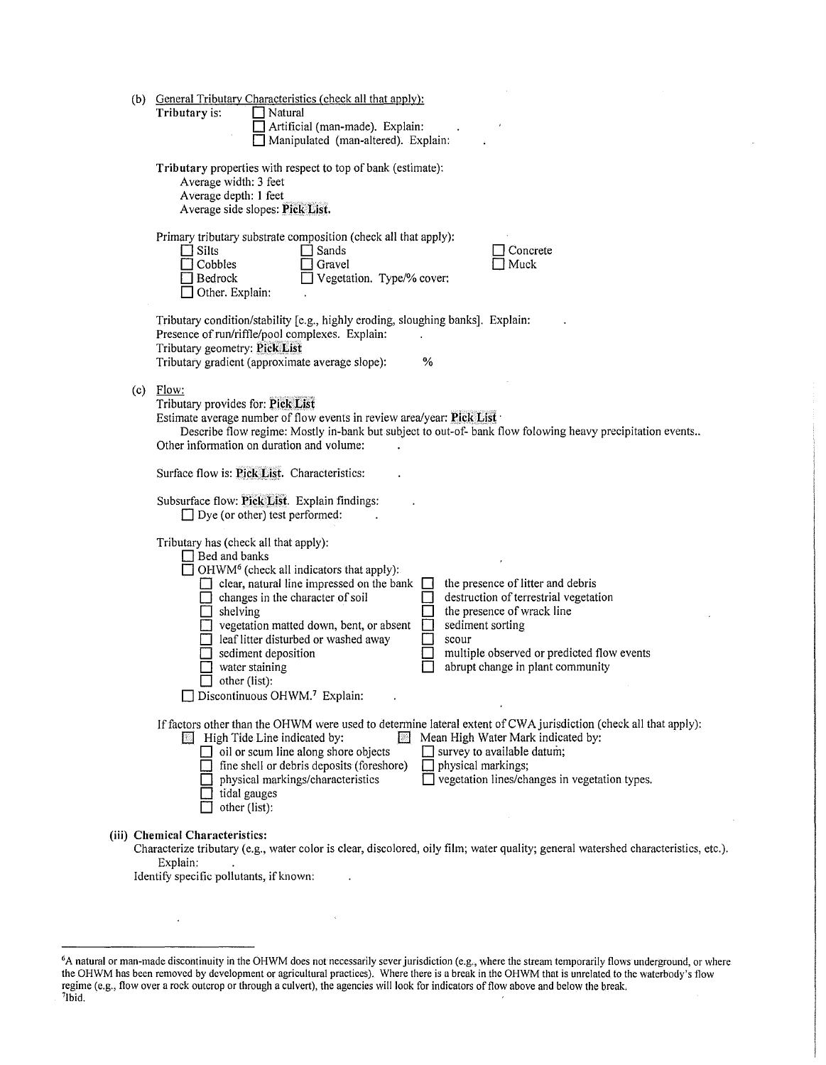(b) General Tributary Characteristics (check all that apply):

**Tributary** is:
- ☐ Natural
- ☐ Artificial (man-made). Explain: .
- ☐ Manipulated (man-altered). Explain: .

**Tributary** properties with respect to top of bank (estimate):
- Average width: 3 feet
- Average depth: 1 feet
- Average side slopes: **Pick List.**

Primary tributary substrate composition (check all that apply):

- ☐ Silts
- ☐ Sands
- ☐ Concrete
- ☐ Cobbles
- ☐ Gravel
- ☐ Muck
- ☐ Bedrock
- ☐ Vegetation. Type/% cover:
- ☐ Other. Explain: .

Tributary condition/stability [e.g., highly eroding, sloughing banks]. Explain: .
Presence of run/riffle/pool complexes. Explain: .
Tributary geometry: **Pick List**
Tributary gradient (approximate average slope): %

(c) Flow:

Tributary provides for: **Pick List**
Estimate average number of flow events in review area/year: **Pick List**
Describe flow regime: Mostly in-bank but subject to out-of- bank flow folowing heavy precipitation events..
Other information on duration and volume: .

Surface flow is: **Pick List**. Characteristics: .

Subsurface flow: **Pick List**. Explain findings: .
- ☐ Dye (or other) test performed: .

Tributary has (check all that apply):
- ☐ Bed and banks
- ☐ OHWM[6] (check all indicators that apply):
  - ☐ clear, natural line impressed on the bank
  - ☐ the presence of litter and debris
  - ☐ changes in the character of soil
  - ☐ destruction of terrestrial vegetation
  - ☐ shelving
  - ☐ the presence of wrack line
  - ☐ vegetation matted down, bent, or absent
  - ☐ sediment sorting
  - ☐ leaf litter disturbed or washed away
  - ☐ scour
  - ☐ sediment deposition
  - ☐ multiple observed or predicted flow events
  - ☐ water staining
  - ☐ abrupt change in plant community
  - ☐ other (list):
- ☐ Discontinuous OHWM.[7] Explain: .

If factors other than the OHWM were used to determine lateral extent of CWA jurisdiction (check all that apply):
- ☐ High Tide Line indicated by:
  - ☐ oil or scum line along shore objects
  - ☐ fine shell or debris deposits (foreshore)
  - ☐ physical markings/characteristics
  - ☐ tidal gauges
  - ☐ other (list):
- ☐ Mean High Water Mark indicated by:
  - ☐ survey to available datum;
  - ☐ physical markings;
  - ☐ vegetation lines/changes in vegetation types.

**(iii) Chemical Characteristics:**

Characterize tributary (e.g., water color is clear, discolored, oily film; water quality; general watershed characteristics, etc.). Explain: .
Identify specific pollutants, if known: .

---

[6]A natural or man-made discontinuity in the OHWM does not necessarily sever jurisdiction (e.g., where the stream temporarily flows underground, or where the OHWM has been removed by development or agricultural practices). Where there is a break in the OHWM that is unrelated to the waterbody's flow regime (e.g., flow over a rock outcrop or through a culvert), the agencies will look for indicators of flow above and below the break.
[7]Ibid.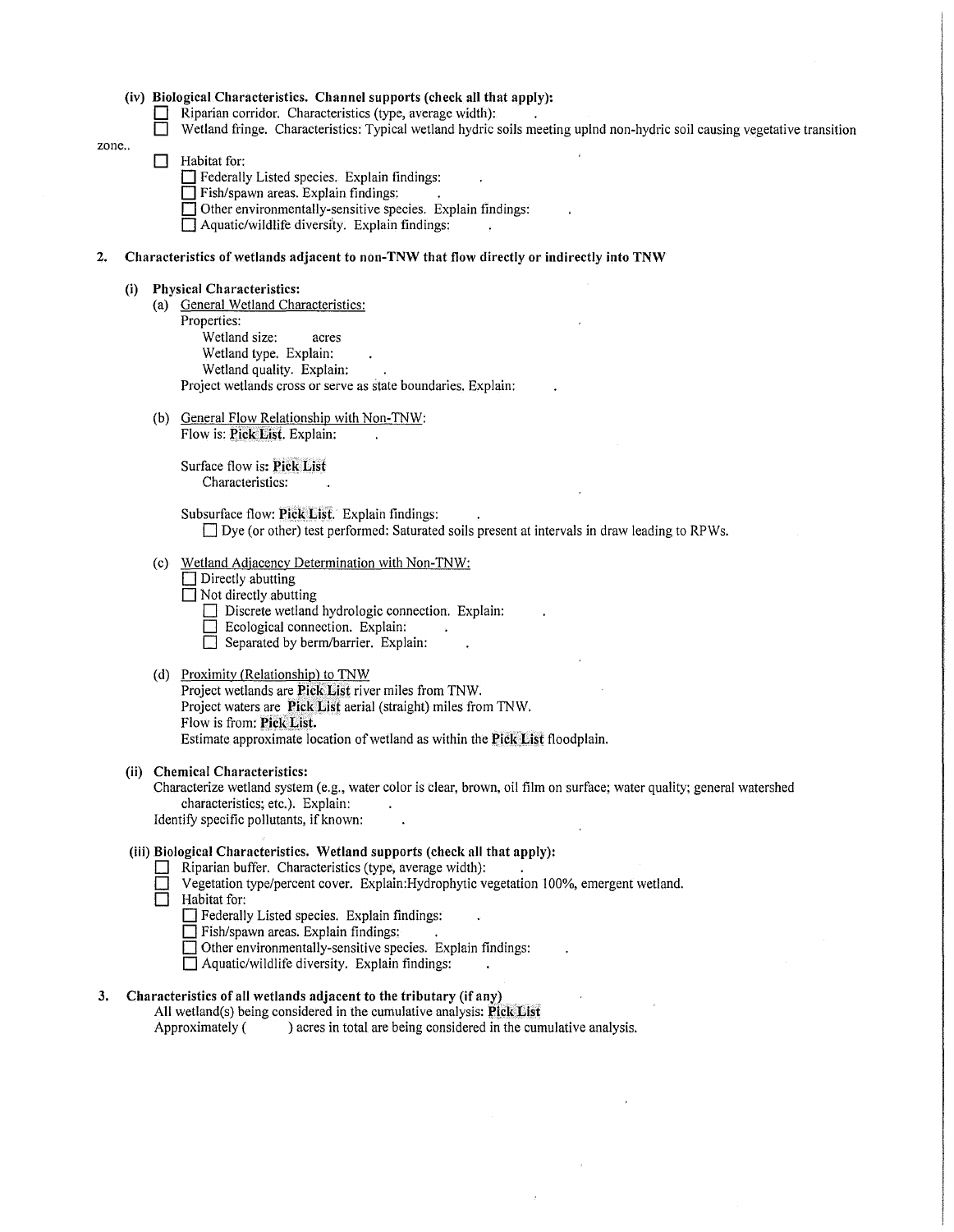**(iv) Biological Characteristics. Channel supports (check all that apply):**

- ☐ Riparian corridor. Characteristics (type, average width): .
- ☐ Wetland fringe. Characteristics: Typical wetland hydric soils meeting uplnd non-hydric soil causing vegetative transition zone..
- ☐ Habitat for:
  - ☐ Federally Listed species. Explain findings: .
  - ☐ Fish/spawn areas. Explain findings: .
  - ☐ Other environmentally-sensitive species. Explain findings: .
  - ☐ Aquatic/wildlife diversity. Explain findings: .

**2. Characteristics of wetlands adjacent to non-TNW that flow directly or indirectly into TNW**

**(i) Physical Characteristics:**

(a) General Wetland Characteristics:

Properties:

Wetland size: acres

Wetland type. Explain: .

Wetland quality. Explain: .

Project wetlands cross or serve as state boundaries. Explain: .

(b) General Flow Relationship with Non-TNW:

Flow is: **Pick List**. Explain: .

Surface flow is: **Pick List**

Characteristics: .

Subsurface flow: **Pick List**. Explain findings: .

☐ Dye (or other) test performed: Saturated soils present at intervals in draw leading to RPWs.

(c) Wetland Adjacency Determination with Non-TNW:

- ☐ Directly abutting
- ☐ Not directly abutting
  - ☐ Discrete wetland hydrologic connection. Explain: .
  - ☐ Ecological connection. Explain: .
  - ☐ Separated by berm/barrier. Explain: .

(d) Proximity (Relationship) to TNW

Project wetlands are **Pick List** river miles from TNW.

Project waters are **Pick List** aerial (straight) miles from TNW.

Flow is from: **Pick List.**

Estimate approximate location of wetland as within the **Pick List** floodplain.

**(ii) Chemical Characteristics:**

Characterize wetland system (e.g., water color is clear, brown, oil film on surface; water quality; general watershed characteristics; etc.). Explain: .

Identify specific pollutants, if known: .

**(iii) Biological Characteristics. Wetland supports (check all that apply):**

- ☐ Riparian buffer. Characteristics (type, average width): .
- ☐ Vegetation type/percent cover. Explain:Hydrophytic vegetation 100%, emergent wetland.
- ☐ Habitat for:
  - ☐ Federally Listed species. Explain findings: .
  - ☐ Fish/spawn areas. Explain findings: .
  - ☐ Other environmentally-sensitive species. Explain findings: .
  - ☐ Aquatic/wildlife diversity. Explain findings: .

**3. Characteristics of all wetlands adjacent to the tributary (if any)**

All wetland(s) being considered in the cumulative analysis: **Pick List**

Approximately ( ) acres in total are being considered in the cumulative analysis.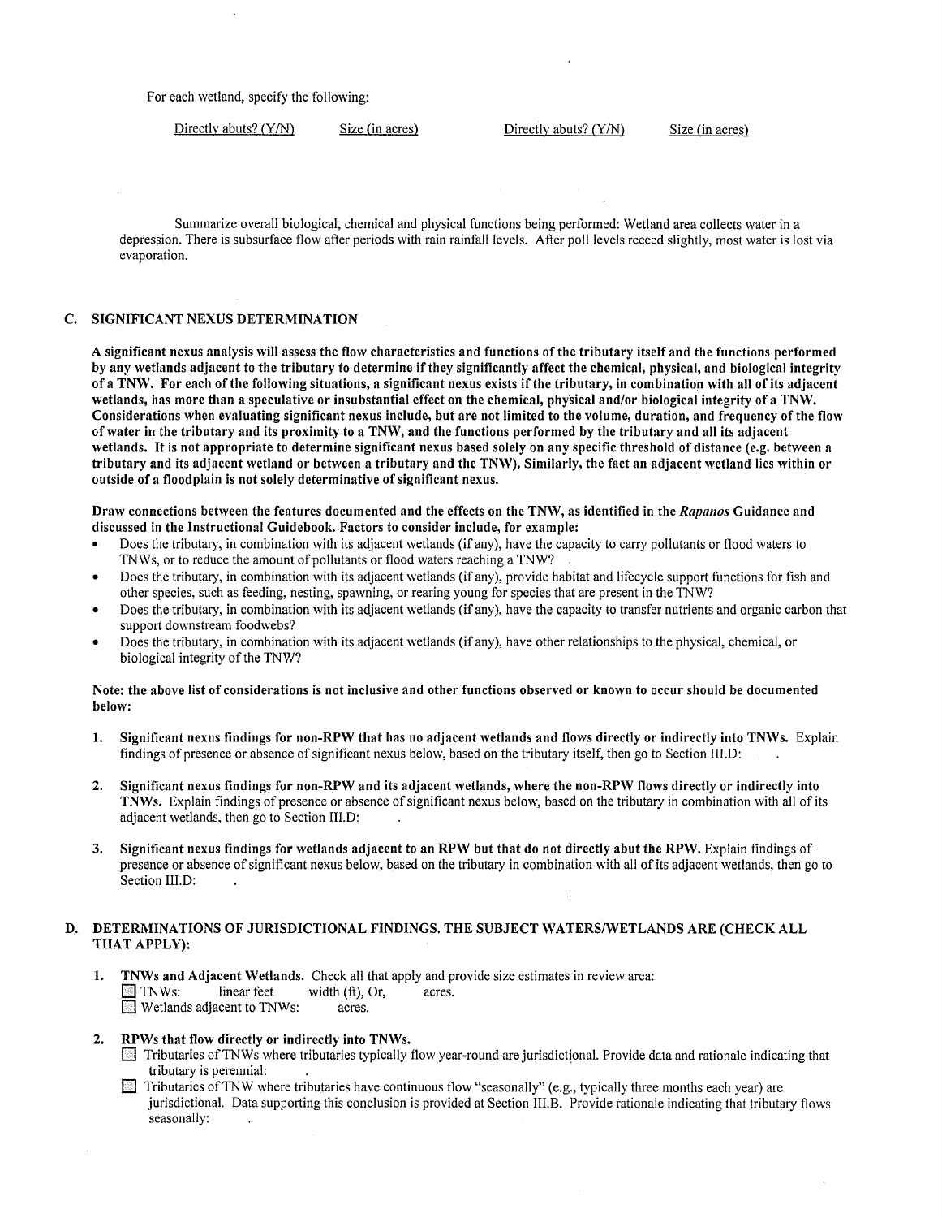For each wetland, specify the following:

| Directly abuts? (Y/N) | Size (in acres) | Directly abuts? (Y/N) | Size (in acres) |
|---|---|---|---|

Summarize overall biological, chemical and physical functions being performed: Wetland area collects water in a depression. There is subsurface flow after periods with rain rainfall levels. After poll levels receed slightly, most water is lost via evaporation.

### C. SIGNIFICANT NEXUS DETERMINATION

**A significant nexus analysis will assess the flow characteristics and functions of the tributary itself and the functions performed by any wetlands adjacent to the tributary to determine if they significantly affect the chemical, physical, and biological integrity of a TNW. For each of the following situations, a significant nexus exists if the tributary, in combination with all of its adjacent wetlands, has more than a speculative or insubstantial effect on the chemical, physical and/or biological integrity of a TNW. Considerations when evaluating significant nexus include, but are not limited to the volume, duration, and frequency of the flow of water in the tributary and its proximity to a TNW, and the functions performed by the tributary and all its adjacent wetlands. It is not appropriate to determine significant nexus based solely on any specific threshold of distance (e.g. between a tributary and its adjacent wetland or between a tributary and the TNW). Similarly, the fact an adjacent wetland lies within or outside of a floodplain is not solely determinative of significant nexus.**

**Draw connections between the features documented and the effects on the TNW, as identified in the *Rapanos* Guidance and discussed in the Instructional Guidebook. Factors to consider include, for example:**

- Does the tributary, in combination with its adjacent wetlands (if any), have the capacity to carry pollutants or flood waters to TNWs, or to reduce the amount of pollutants or flood waters reaching a TNW?
- Does the tributary, in combination with its adjacent wetlands (if any), provide habitat and lifecycle support functions for fish and other species, such as feeding, nesting, spawning, or rearing young for species that are present in the TNW?
- Does the tributary, in combination with its adjacent wetlands (if any), have the capacity to transfer nutrients and organic carbon that support downstream foodwebs?
- Does the tributary, in combination with its adjacent wetlands (if any), have other relationships to the physical, chemical, or biological integrity of the TNW?

**Note: the above list of considerations is not inclusive and other functions observed or known to occur should be documented below:**

1. **Significant nexus findings for non-RPW that has no adjacent wetlands and flows directly or indirectly into TNWs.** Explain findings of presence or absence of significant nexus below, based on the tributary itself, then go to Section III.D:

2. **Significant nexus findings for non-RPW and its adjacent wetlands, where the non-RPW flows directly or indirectly into TNWs.** Explain findings of presence or absence of significant nexus below, based on the tributary in combination with all of its adjacent wetlands, then go to Section III.D:

3. **Significant nexus findings for wetlands adjacent to an RPW but that do not directly abut the RPW.** Explain findings of presence or absence of significant nexus below, based on the tributary in combination with all of its adjacent wetlands, then go to Section III.D:

### D. DETERMINATIONS OF JURISDICTIONAL FINDINGS. THE SUBJECT WATERS/WETLANDS ARE (CHECK ALL THAT APPLY):

1. **TNWs and Adjacent Wetlands.** Check all that apply and provide size estimates in review area:
   - ☐ TNWs: linear feet width (ft), Or, acres.
   - ☐ Wetlands adjacent to TNWs: acres.

2. **RPWs that flow directly or indirectly into TNWs.**
   - ☐ Tributaries of TNWs where tributaries typically flow year-round are jurisdictional. Provide data and rationale indicating that tributary is perennial:
   - ☐ Tributaries of TNW where tributaries have continuous flow "seasonally" (e.g., typically three months each year) are jurisdictional. Data supporting this conclusion is provided at Section III.B. Provide rationale indicating that tributary flows seasonally: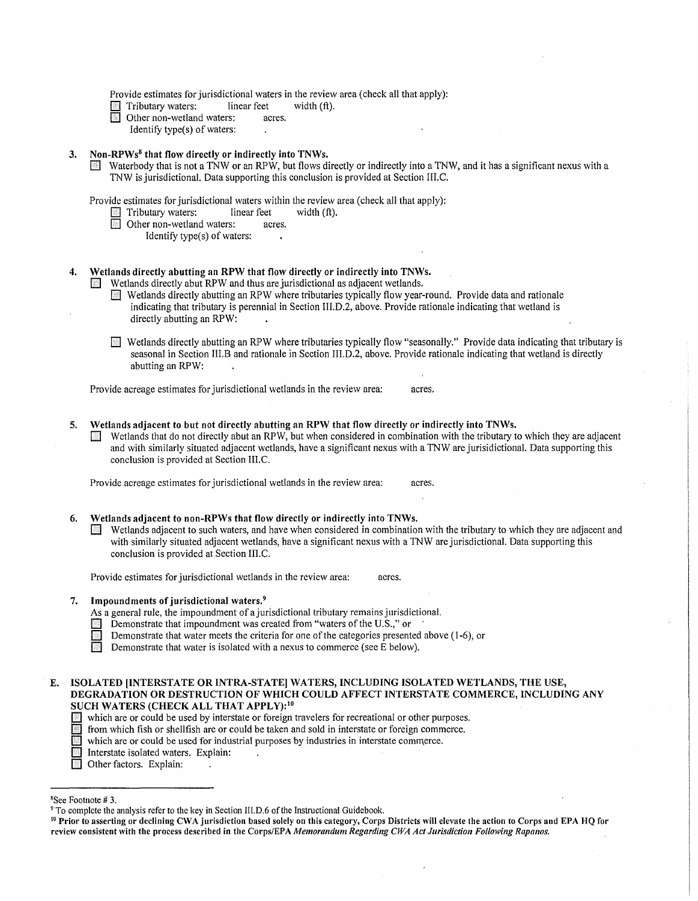Provide estimates for jurisdictional waters in the review area (check all that apply):

- ☐ Tributary waters: linear feet width (ft).
- ☐ Other non-wetland waters: acres.
  - Identify type(s) of waters: .

**3. Non-RPWs[8] that flow directly or indirectly into TNWs.**

☐ Waterbody that is not a TNW or an RPW, but flows directly or indirectly into a TNW, and it has a significant nexus with a TNW is jurisdictional. Data supporting this conclusion is provided at Section III.C.

Provide estimates for jurisdictional waters within the review area (check all that apply):

- ☐ Tributary waters: linear feet width (ft).
- ☐ Other non-wetland waters: acres.
  - Identify type(s) of waters: .

**4. Wetlands directly abutting an RPW that flow directly or indirectly into TNWs.**

☐ Wetlands directly abut RPW and thus are jurisdictional as adjacent wetlands.

- ☐ Wetlands directly abutting an RPW where tributaries typically flow year-round. Provide data and rationale indicating that tributary is perennial in Section III.D.2, above. Provide rationale indicating that wetland is directly abutting an RPW: .

- ☐ Wetlands directly abutting an RPW where tributaries typically flow "seasonally." Provide data indicating that tributary is seasonal in Section III.B and rationale in Section III.D.2, above. Provide rationale indicating that wetland is directly abutting an RPW: .

Provide acreage estimates for jurisdictional wetlands in the review area: acres.

**5. Wetlands adjacent to but not directly abutting an RPW that flow directly or indirectly into TNWs.**

☐ Wetlands that do not directly abut an RPW, but when considered in combination with the tributary to which they are adjacent and with similarly situated adjacent wetlands, have a significant nexus with a TNW are jurisidictional. Data supporting this conclusion is provided at Section III.C.

Provide acreage estimates for jurisdictional wetlands in the review area: acres.

**6. Wetlands adjacent to non-RPWs that flow directly or indirectly into TNWs.**

☐ Wetlands adjacent to such waters, and have when considered in combination with the tributary to which they are adjacent and with similarly situated adjacent wetlands, have a significant nexus with a TNW are jurisdictional. Data supporting this conclusion is provided at Section III.C.

Provide estimates for jurisdictional wetlands in the review area: acres.

**7. Impoundments of jurisdictional waters.[9]**

As a general rule, the impoundment of a jurisdictional tributary remains jurisdictional.

- ☐ Demonstrate that impoundment was created from "waters of the U.S.," or
- ☐ Demonstrate that water meets the criteria for one of the categories presented above (1-6), or
- ☐ Demonstrate that water is isolated with a nexus to commerce (see E below).

**E. ISOLATED [INTERSTATE OR INTRA-STATE] WATERS, INCLUDING ISOLATED WETLANDS, THE USE, DEGRADATION OR DESTRUCTION OF WHICH COULD AFFECT INTERSTATE COMMERCE, INCLUDING ANY SUCH WATERS (CHECK ALL THAT APPLY):[10]**

- ☐ which are or could be used by interstate or foreign travelers for recreational or other purposes.
- ☐ from which fish or shellfish are or could be taken and sold in interstate or foreign commerce.
- ☐ which are or could be used for industrial purposes by industries in interstate commerce.
- ☐ Interstate isolated waters. Explain: .
- ☐ Other factors. Explain: .

---

[8] See Footnote # 3.

[9] To complete the analysis refer to the key in Section III.D.6 of the Instructional Guidebook.

[10] **Prior to asserting or declining CWA jurisdiction based solely on this category, Corps Districts will elevate the action to Corps and EPA HQ for review consistent with the process described in the Corps/EPA *Memorandum Regarding CWA Act Jurisdiction Following Rapanos.***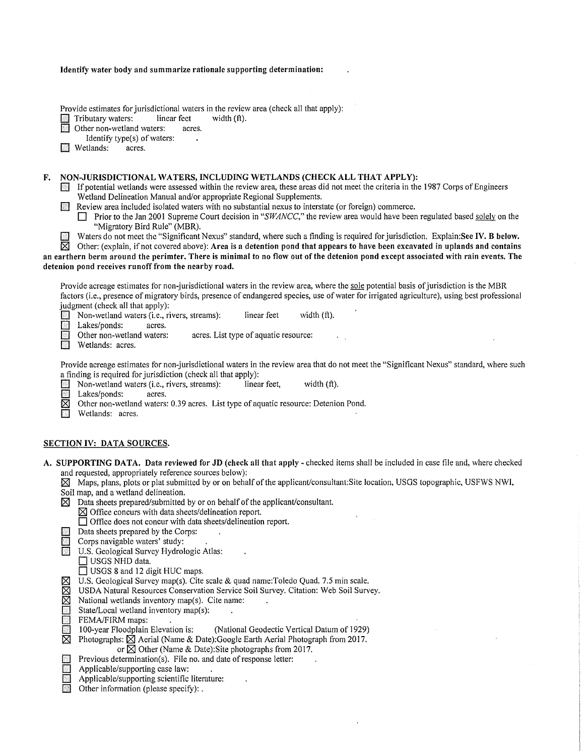**Identify water body and summarize rationale supporting determination:** .

Provide estimates for jurisdictional waters in the review area (check all that apply):

- ☐ Tributary waters: linear feet width (ft).
- ☐ Other non-wetland waters: acres.
  - Identify type(s) of waters: .
- ☐ Wetlands: acres.

**F. NON-JURISDICTIONAL WATERS, INCLUDING WETLANDS (CHECK ALL THAT APPLY):**

- ☐ If potential wetlands were assessed within the review area, these areas did not meet the criteria in the 1987 Corps of Engineers Wetland Delineation Manual and/or appropriate Regional Supplements.
- ☐ Review area included isolated waters with no substantial nexus to interstate (or foreign) commerce.
  - ☐ Prior to the Jan 2001 Supreme Court decision in "*SWANCC*," the review area would have been regulated based solely on the "Migratory Bird Rule" (MBR).
- ☐ Waters do not meet the "Significant Nexus" standard, where such a finding is required for jurisdiction. Explain:**See IV. B below.**
- ☒ Other: (explain, if not covered above): **Area is a detention pond that appears to have been excavated in uplands and contains an earthern berm around the perimter. There is minimal to no flow out of the detenion pond except associated with rain events. The detenion pond receives runoff from the nearby road.**

Provide acreage estimates for non-jurisdictional waters in the review area, where the sole potential basis of jurisdiction is the MBR factors (i.e., presence of migratory birds, presence of endangered species, use of water for irrigated agriculture), using best professional judgment (check all that apply):

- ☐ Non-wetland waters (i.e., rivers, streams): linear feet width (ft).
- ☐ Lakes/ponds: acres.
- ☐ Other non-wetland waters: acres. List type of aquatic resource: .
- ☐ Wetlands: acres.

Provide acreage estimates for non-jurisdictional waters in the review area that do not meet the "Significant Nexus" standard, where such a finding is required for jurisdiction (check all that apply):

- ☐ Non-wetland waters (i.e., rivers, streams): linear feet, width (ft).
- ☐ Lakes/ponds: acres.
- ☒ Other non-wetland waters: 0.39 acres. List type of aquatic resource: Detenion Pond.
- ☐ Wetlands: acres.

## SECTION IV: DATA SOURCES.

**A. SUPPORTING DATA. Data reviewed for JD (check all that apply -** checked items shall be included in case file and, where checked and requested, appropriately reference sources below):

- ☒ Maps, plans, plots or plat submitted by or on behalf of the applicant/consultant:Site location, USGS topographic, USFWS NWI, Soil map, and a wetland delineation.
- ☒ Data sheets prepared/submitted by or on behalf of the applicant/consultant.
  - ☒ Office concurs with data sheets/delineation report.
  - ☐ Office does not concur with data sheets/delineation report.
- ☐ Data sheets prepared by the Corps: .
- ☐ Corps navigable waters' study: .
- ☐ U.S. Geological Survey Hydrologic Atlas: .
  - ☐ USGS NHD data.
  - ☐ USGS 8 and 12 digit HUC maps.
- ☒ U.S. Geological Survey map(s). Cite scale & quad name:Toledo Quad. 7.5 min scale.
- ☒ USDA Natural Resources Conservation Service Soil Survey. Citation: Web Soil Survey.
- ☒ National wetlands inventory map(s). Cite name: .
- ☐ State/Local wetland inventory map(s): .
- ☐ FEMA/FIRM maps: .
- ☐ 100-year Floodplain Elevation is: (National Geodectic Vertical Datum of 1929)
- ☒ Photographs: ☒ Aerial (Name & Date):Google Earth Aerial Photograph from 2017.
  - or ☒ Other (Name & Date):Site photographs from 2017.
- ☐ Previous determination(s). File no. and date of response letter: .
- ☐ Applicable/supporting case law: .
- ☐ Applicable/supporting scientific literature: .
- ☐ Other information (please specify): .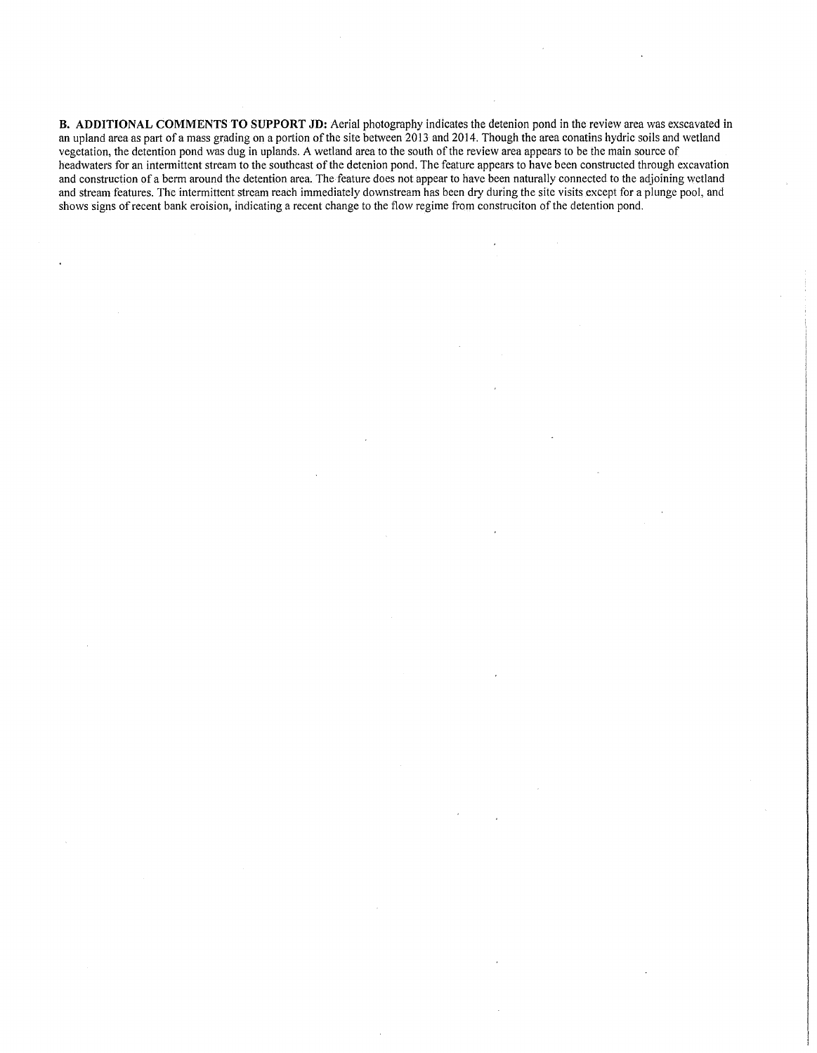**B. ADDITIONAL COMMENTS TO SUPPORT JD:** Aerial photography indicates the detenion pond in the review area was exscavated in an upland area as part of a mass grading on a portion of the site between 2013 and 2014. Though the area conatins hydric soils and wetland vegetation, the detention pond was dug in uplands. A wetland area to the south of the review area appears to be the main source of headwaters for an intermittent stream to the southeast of the detenion pond. The feature appears to have been constructed through excavation and construction of a berm around the detention area. The feature does not appear to have been naturally connected to the adjoining wetland and stream features. The intermittent stream reach immediately downstream has been dry during the site visits except for a plunge pool, and shows signs of recent bank eroision, indicating a recent change to the flow regime from construciton of the detention pond.